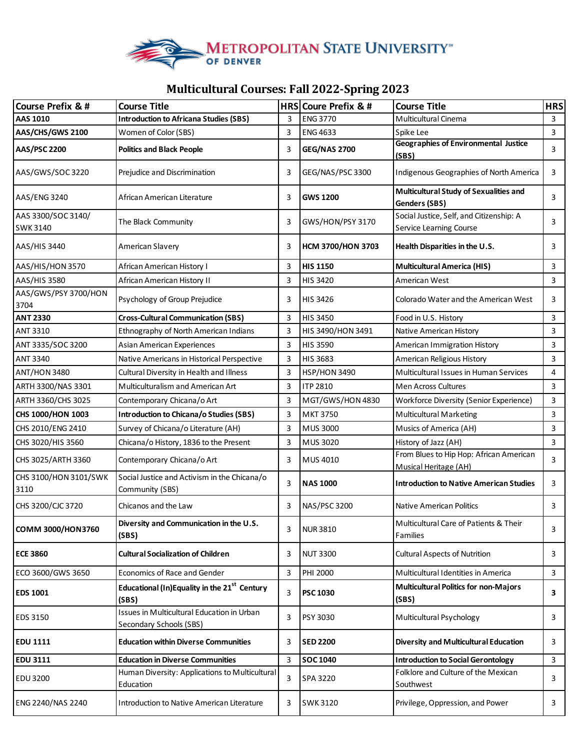METROPOLITAN STATE UNIVERSITY OF DENVER

# Multicultural Courses: Fall 2022-Spring 2023

| Course Prefix & # | Course Title | HRS | Coure Prefix & # | Course Title | HRS |
|---|---|---|---|---|---|
| **AAS 1010** | **Introduction to Africana Studies (SBS)** | 3 | ENG 3770 | Multicultural Cinema | 3 |
| **AAS/CHS/GWS 2100** | Women of Color (SBS) | 3 | ENG 4633 | Spike Lee | 3 |
| **AAS/PSC 2200** | **Politics and Black People** | 3 | **GEG/NAS 2700** | **Geographies of Environmental Justice (SBS)** | 3 |
| AAS/GWS/SOC 3220 | Prejudice and Discrimination | 3 | GEG/NAS/PSC 3300 | Indigenous Geographies of North America | 3 |
| AAS/ENG 3240 | African American Literature | 3 | **GWS 1200** | **Multicultural Study of Sexualities and Genders (SBS)** | 3 |
| AAS 3300/SOC 3140/ SWK 3140 | The Black Community | 3 | GWS/HON/PSY 3170 | Social Justice, Self, and Citizenship: A Service Learning Course | 3 |
| AAS/HIS 3440 | American Slavery | 3 | **HCM 3700/HON 3703** | **Health Disparities in the U.S.** | 3 |
| AAS/HIS/HON 3570 | African American History I | 3 | **HIS 1150** | **Multicultural America (HIS)** | 3 |
| AAS/HIS 3580 | African American History II | 3 | HIS 3420 | American West | 3 |
| AAS/GWS/PSY 3700/HON 3704 | Psychology of Group Prejudice | 3 | HIS 3426 | Colorado Water and the American West | 3 |
| **ANT 2330** | **Cross-Cultural Communication (SBS)** | 3 | HIS 3450 | Food in U.S. History | 3 |
| ANT 3310 | Ethnography of North American Indians | 3 | HIS 3490/HON 3491 | Native American History | 3 |
| ANT 3335/SOC 3200 | Asian American Experiences | 3 | HIS 3590 | American Immigration History | 3 |
| ANT 3340 | Native Americans in Historical Perspective | 3 | HIS 3683 | American Religious History | 3 |
| ANT/HON 3480 | Cultural Diversity in Health and Illness | 3 | HSP/HON 3490 | Multicultural Issues in Human Services | 4 |
| ARTH 3300/NAS 3301 | Multiculturalism and American Art | 3 | ITP 2810 | Men Across Cultures | 3 |
| ARTH 3360/CHS 3025 | Contemporary Chicana/o Art | 3 | MGT/GWS/HON 4830 | Workforce Diversity (Senior Experience) | 3 |
| **CHS 1000/HON 1003** | **Introduction to Chicana/o Studies (SBS)** | 3 | MKT 3750 | Multicultural Marketing | 3 |
| CHS 2010/ENG 2410 | Survey of Chicana/o Literature (AH) | 3 | MUS 3000 | Musics of America (AH) | 3 |
| CHS 3020/HIS 3560 | Chicana/o History, 1836 to the Present | 3 | MUS 3020 | History of Jazz (AH) | 3 |
| CHS 3025/ARTH 3360 | Contemporary Chicana/o Art | 3 | MUS 4010 | From Blues to Hip Hop: African American Musical Heritage (AH) | 3 |
| CHS 3100/HON 3101/SWK 3110 | Social Justice and Activism in the Chicana/o Community (SBS) | 3 | **NAS 1000** | **Introduction to Native American Studies** | 3 |
| CHS 3200/CJC 3720 | Chicanos and the Law | 3 | NAS/PSC 3200 | Native American Politics | 3 |
| **COMM 3000/HON3760** | **Diversity and Communication in the U.S. (SBS)** | 3 | NUR 3810 | Multicultural Care of Patients & Their Families | 3 |
| **ECE 3860** | **Cultural Socialization of Children** | 3 | NUT 3300 | Cultural Aspects of Nutrition | 3 |
| ECO 3600/GWS 3650 | Economics of Race and Gender | 3 | PHI 2000 | Multicultural Identities in America | 3 |
| **EDS 1001** | **Educational (In)Equality in the 21st Century (SBS)** | 3 | **PSC 1030** | **Multicultural Politics for non-Majors (SBS)** | **3** |
| EDS 3150 | Issues in Multicultural Education in Urban Secondary Schools (SBS) | 3 | PSY 3030 | Multicultural Psychology | 3 |
| **EDU 1111** | **Education within Diverse Communities** | 3 | **SED 2200** | **Diversity and Multicultural Education** | 3 |
| **EDU 3111** | **Education in Diverse Communities** | 3 | **SOC 1040** | **Introduction to Social Gerontology** | 3 |
| EDU 3200 | Human Diversity: Applications to Multicultural Education | 3 | SPA 3220 | Folklore and Culture of the Mexican Southwest | 3 |
| ENG 2240/NAS 2240 | Introduction to Native American Literature | 3 | SWK 3120 | Privilege, Oppression, and Power | 3 |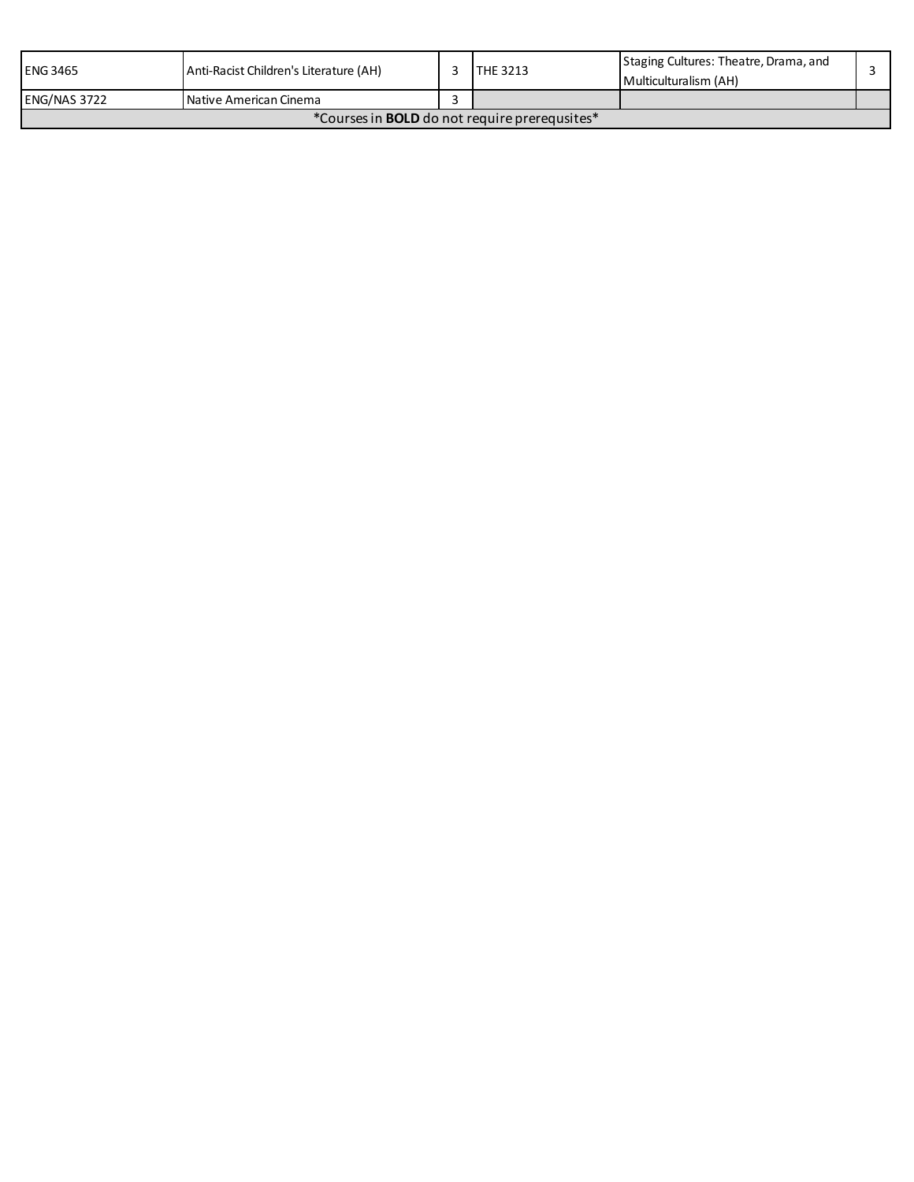| | | | | | |
|---|---|---|---|---|---|
| ENG 3465 | Anti-Racist Children's Literature (AH) | 3 | THE 3213 | Staging Cultures: Theatre, Drama, and Multiculturalism (AH) | 3 |
| ENG/NAS 3722 | Native American Cinema | 3 | | | |
| *Courses in **BOLD** do not require prerequsites* | | | | | |